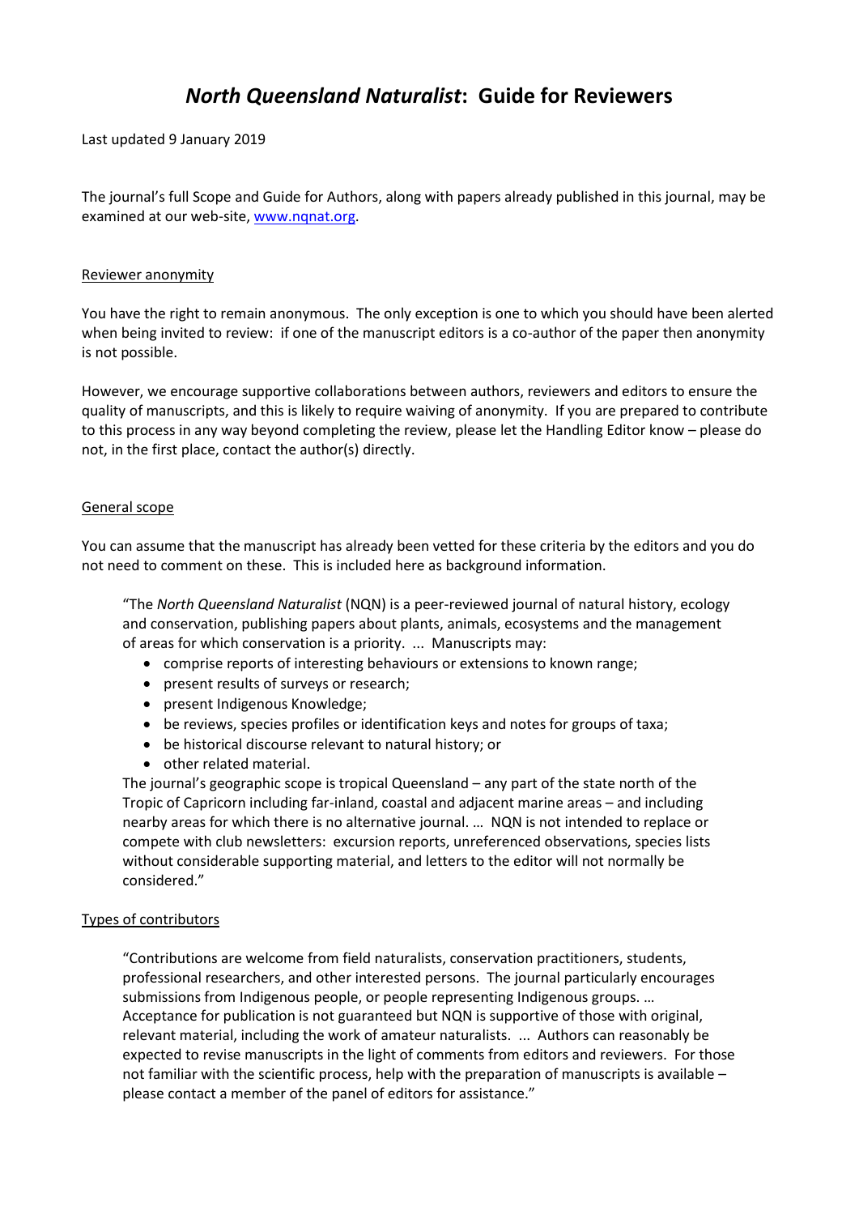# *North Queensland Naturalist*: Guide for Reviewers

Last updated 9 January 2019

The journal's full Scope and Guide for Authors, along with papers already published in this journal, may be examined at our web-site, [www.nqnat.org](www.nqnat.org).

## Reviewer anonymity

You have the right to remain anonymous. The only exception is one to which you should have been alerted when being invited to review: if one of the manuscript editors is a co-author of the paper then anonymity is not possible.

However, we encourage supportive collaborations between authors, reviewers and editors to ensure the quality of manuscripts, and this is likely to require waiving of anonymity. If you are prepared to contribute to this process in any way beyond completing the review, please let the Handling Editor know – please do not, in the first place, contact the author(s) directly.

## General scope

You can assume that the manuscript has already been vetted for these criteria by the editors and you do not need to comment on these. This is included here as background information.

> "The *North Queensland Naturalist* (NQN) is a peer-reviewed journal of natural history, ecology and conservation, publishing papers about plants, animals, ecosystems and the management of areas for which conservation is a priority. ... Manuscripts may:
>
> - comprise reports of interesting behaviours or extensions to known range;
> - present results of surveys or research;
> - present Indigenous Knowledge;
> - be reviews, species profiles or identification keys and notes for groups of taxa;
> - be historical discourse relevant to natural history; or
> - other related material.
>
> The journal's geographic scope is tropical Queensland – any part of the state north of the Tropic of Capricorn including far-inland, coastal and adjacent marine areas – and including nearby areas for which there is no alternative journal. … NQN is not intended to replace or compete with club newsletters: excursion reports, unreferenced observations, species lists without considerable supporting material, and letters to the editor will not normally be considered."

## Types of contributors

> "Contributions are welcome from field naturalists, conservation practitioners, students, professional researchers, and other interested persons. The journal particularly encourages submissions from Indigenous people, or people representing Indigenous groups. … Acceptance for publication is not guaranteed but NQN is supportive of those with original, relevant material, including the work of amateur naturalists. ... Authors can reasonably be expected to revise manuscripts in the light of comments from editors and reviewers. For those not familiar with the scientific process, help with the preparation of manuscripts is available – please contact a member of the panel of editors for assistance."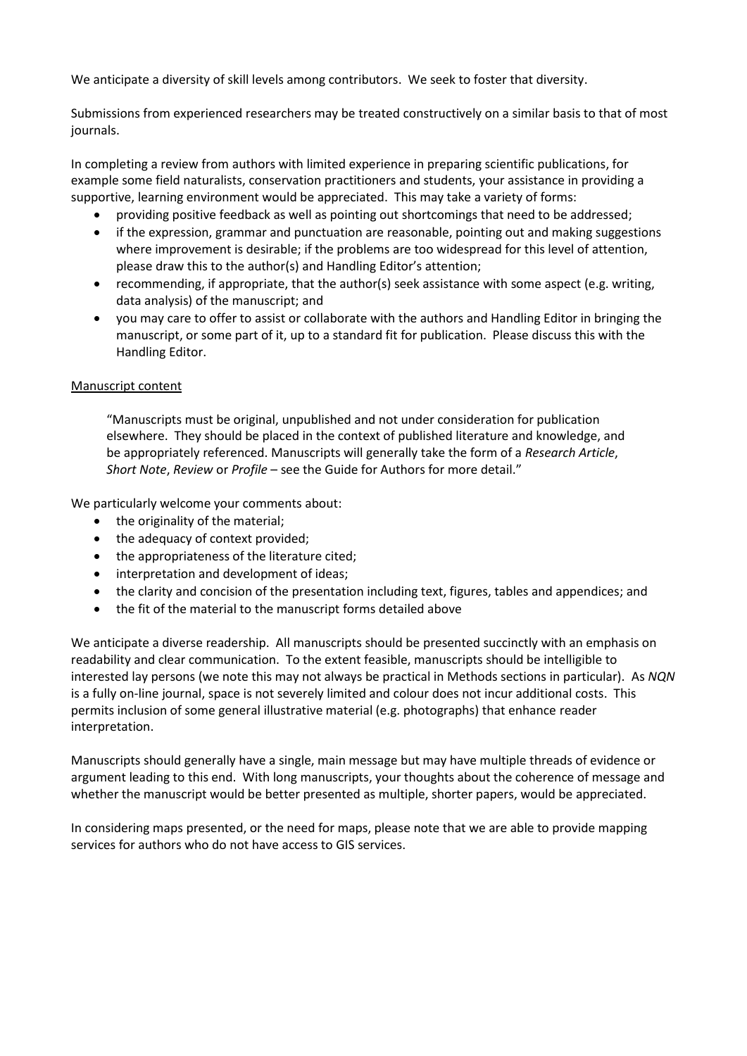We anticipate a diversity of skill levels among contributors. We seek to foster that diversity.

Submissions from experienced researchers may be treated constructively on a similar basis to that of most journals.

In completing a review from authors with limited experience in preparing scientific publications, for example some field naturalists, conservation practitioners and students, your assistance in providing a supportive, learning environment would be appreciated. This may take a variety of forms:

- providing positive feedback as well as pointing out shortcomings that need to be addressed;
- if the expression, grammar and punctuation are reasonable, pointing out and making suggestions where improvement is desirable; if the problems are too widespread for this level of attention, please draw this to the author(s) and Handling Editor's attention;
- recommending, if appropriate, that the author(s) seek assistance with some aspect (e.g. writing, data analysis) of the manuscript; and
- you may care to offer to assist or collaborate with the authors and Handling Editor in bringing the manuscript, or some part of it, up to a standard fit for publication. Please discuss this with the Handling Editor.

<u>Manuscript content</u>

> "Manuscripts must be original, unpublished and not under consideration for publication elsewhere. They should be placed in the context of published literature and knowledge, and be appropriately referenced. Manuscripts will generally take the form of a *Research Article*, *Short Note*, *Review* or *Profile* – see the Guide for Authors for more detail."

We particularly welcome your comments about:

- the originality of the material;
- the adequacy of context provided;
- the appropriateness of the literature cited;
- interpretation and development of ideas;
- the clarity and concision of the presentation including text, figures, tables and appendices; and
- the fit of the material to the manuscript forms detailed above

We anticipate a diverse readership. All manuscripts should be presented succinctly with an emphasis on readability and clear communication. To the extent feasible, manuscripts should be intelligible to interested lay persons (we note this may not always be practical in Methods sections in particular). As *NQN* is a fully on-line journal, space is not severely limited and colour does not incur additional costs. This permits inclusion of some general illustrative material (e.g. photographs) that enhance reader interpretation.

Manuscripts should generally have a single, main message but may have multiple threads of evidence or argument leading to this end. With long manuscripts, your thoughts about the coherence of message and whether the manuscript would be better presented as multiple, shorter papers, would be appreciated.

In considering maps presented, or the need for maps, please note that we are able to provide mapping services for authors who do not have access to GIS services.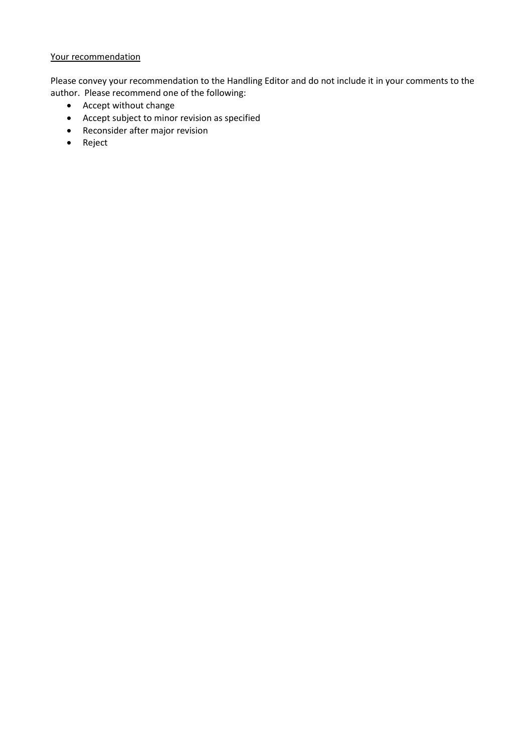Your recommendation

Please convey your recommendation to the Handling Editor and do not include it in your comments to the author. Please recommend one of the following:

- Accept without change
- Accept subject to minor revision as specified
- Reconsider after major revision
- Reject